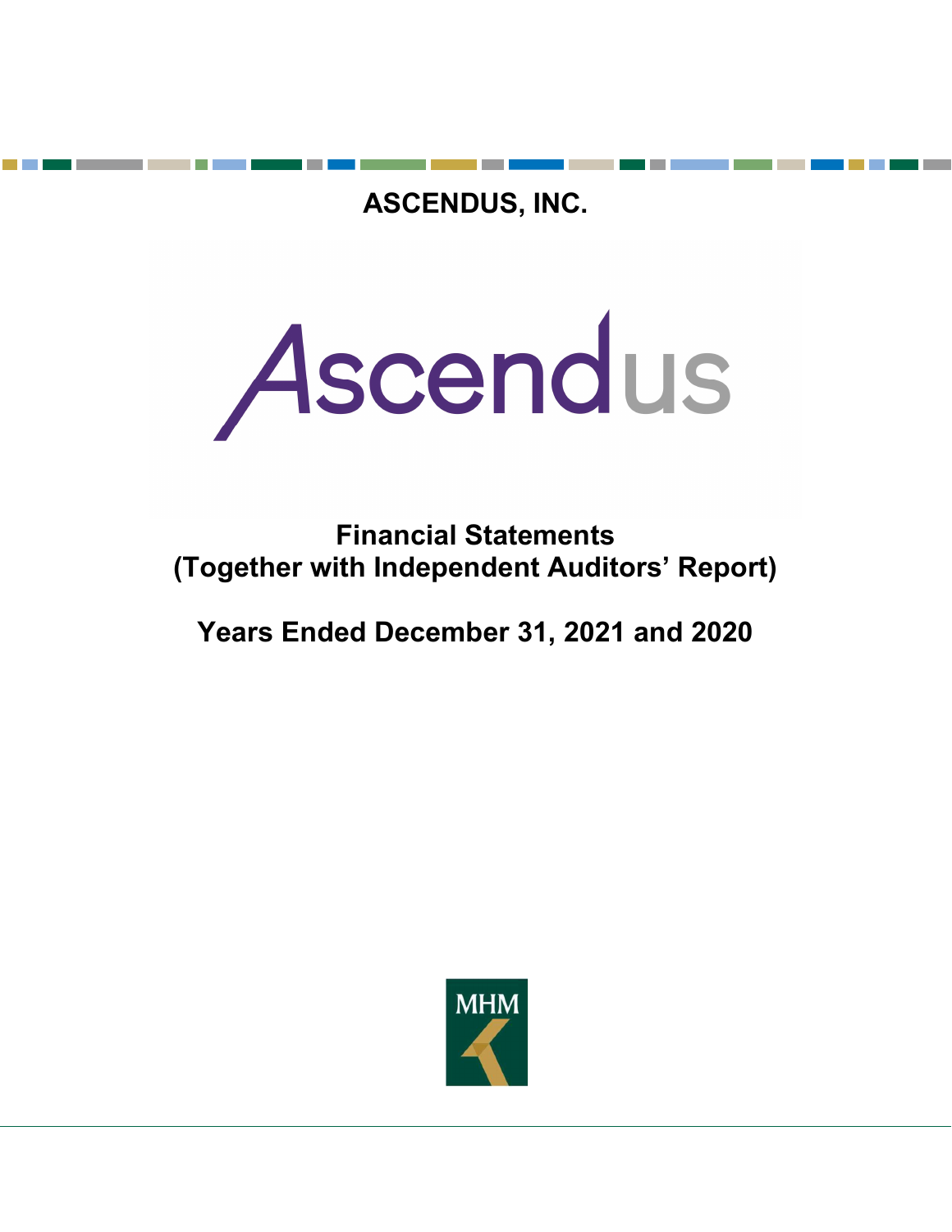# ASCENDUS, INC.

Ascendus

## Financial Statements
## (Together with Independent Auditors' Report)

## Years Ended December 31, 2021 and 2020

MHM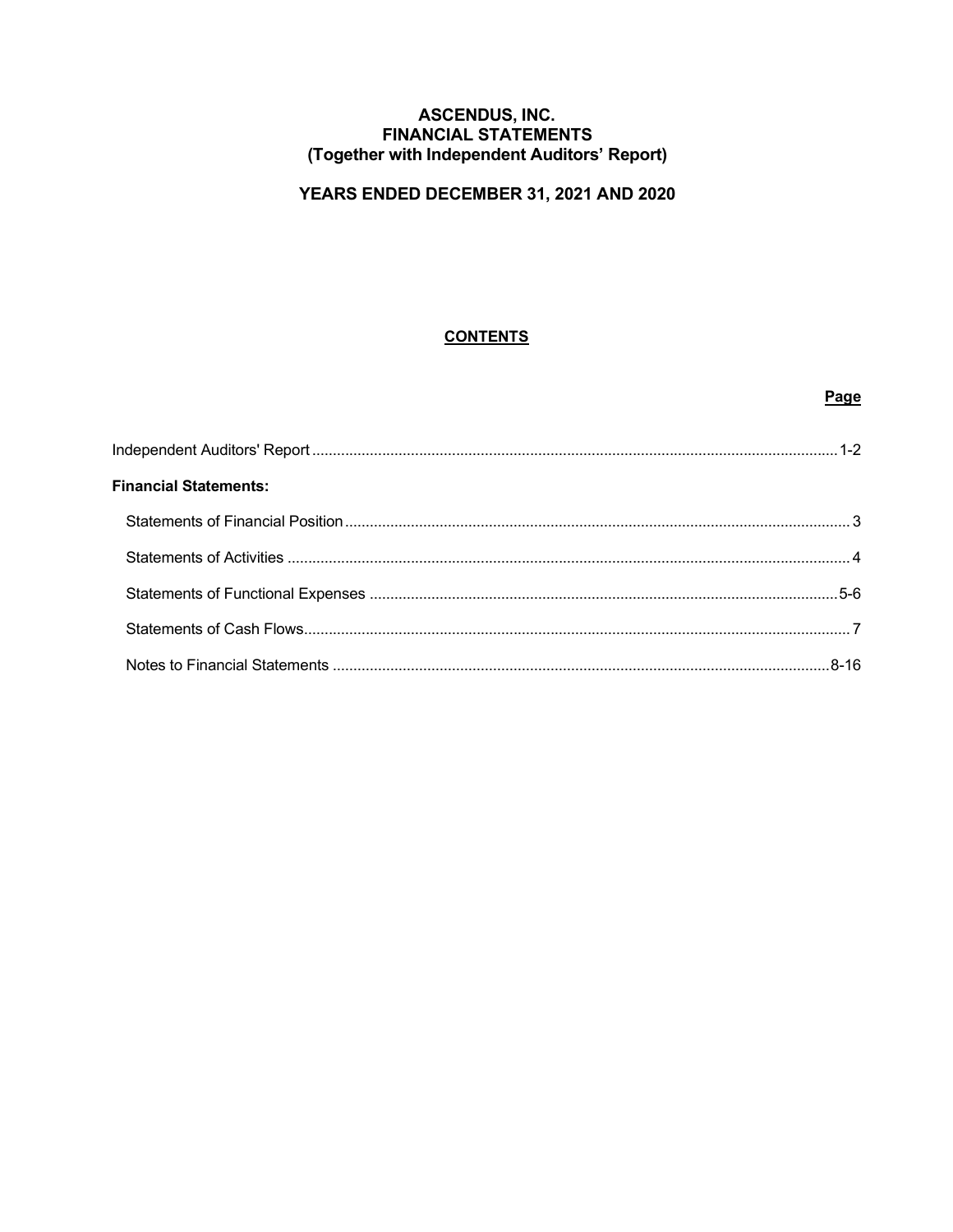# ASCENDUS, INC.
# FINANCIAL STATEMENTS
# (Together with Independent Auditors' Report)

## YEARS ENDED DECEMBER 31, 2021 AND 2020

### CONTENTS

| | Page |
|---|---|
| Independent Auditors' Report | 1-2 |
| **Financial Statements:** | |
| Statements of Financial Position | 3 |
| Statements of Activities | 4 |
| Statements of Functional Expenses | 5-6 |
| Statements of Cash Flows | 7 |
| Notes to Financial Statements | 8-16 |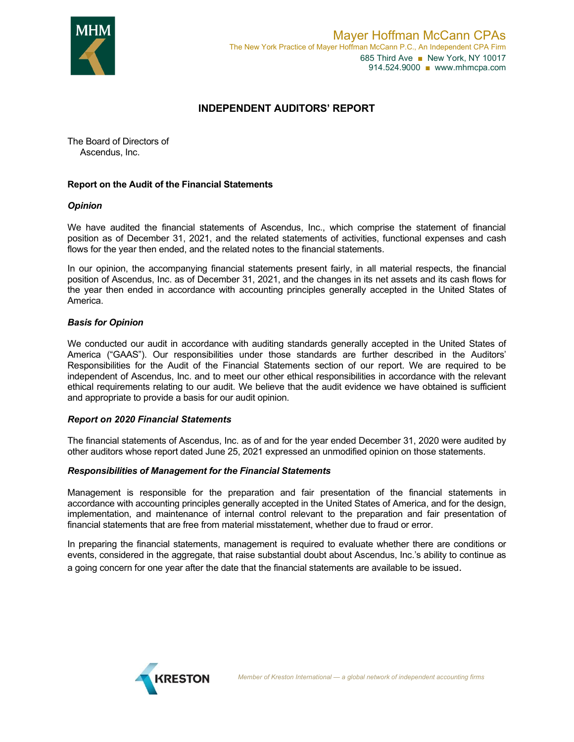# INDEPENDENT AUDITORS' REPORT

The Board of Directors of
Ascendus, Inc.

## Report on the Audit of the Financial Statements

### *Opinion*

We have audited the financial statements of Ascendus, Inc., which comprise the statement of financial position as of December 31, 2021, and the related statements of activities, functional expenses and cash flows for the year then ended, and the related notes to the financial statements.

In our opinion, the accompanying financial statements present fairly, in all material respects, the financial position of Ascendus, Inc. as of December 31, 2021, and the changes in its net assets and its cash flows for the year then ended in accordance with accounting principles generally accepted in the United States of America.

### *Basis for Opinion*

We conducted our audit in accordance with auditing standards generally accepted in the United States of America ("GAAS"). Our responsibilities under those standards are further described in the Auditors' Responsibilities for the Audit of the Financial Statements section of our report. We are required to be independent of Ascendus, Inc. and to meet our other ethical responsibilities in accordance with the relevant ethical requirements relating to our audit. We believe that the audit evidence we have obtained is sufficient and appropriate to provide a basis for our audit opinion.

### *Report on 2020 Financial Statements*

The financial statements of Ascendus, Inc. as of and for the year ended December 31, 2020 were audited by other auditors whose report dated June 25, 2021 expressed an unmodified opinion on those statements.

### *Responsibilities of Management for the Financial Statements*

Management is responsible for the preparation and fair presentation of the financial statements in accordance with accounting principles generally accepted in the United States of America, and for the design, implementation, and maintenance of internal control relevant to the preparation and fair presentation of financial statements that are free from material misstatement, whether due to fraud or error.

In preparing the financial statements, management is required to evaluate whether there are conditions or events, considered in the aggregate, that raise substantial doubt about Ascendus, Inc.'s ability to continue as a going concern for one year after the date that the financial statements are available to be issued.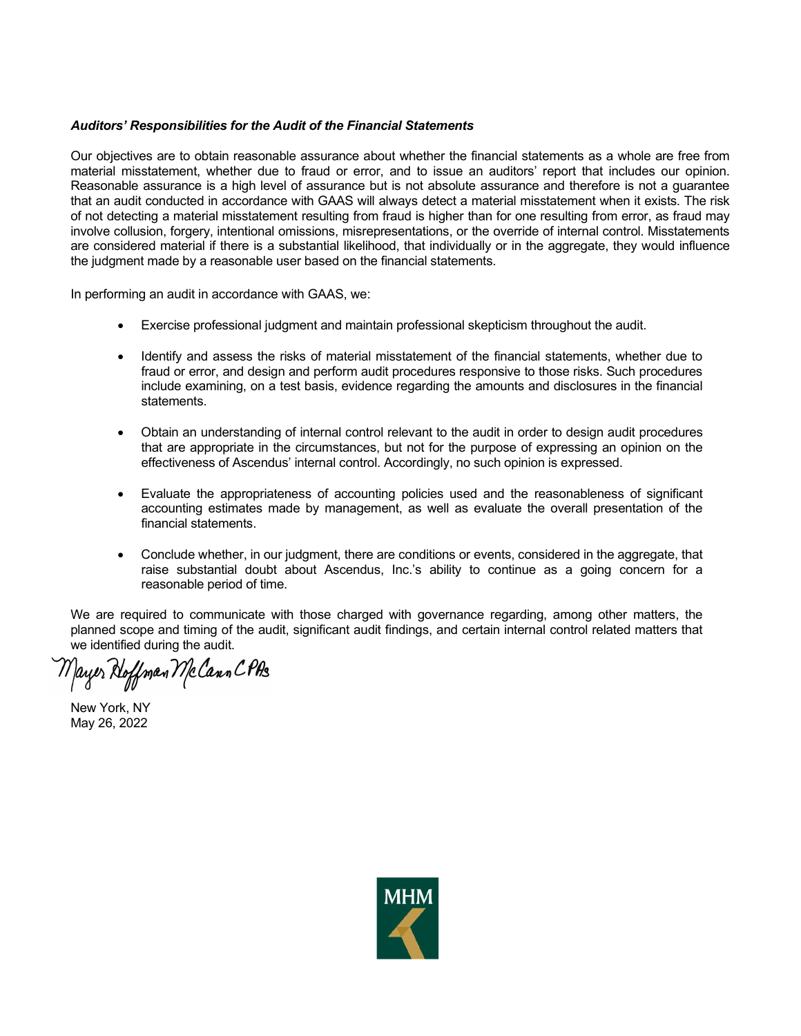***Auditors' Responsibilities for the Audit of the Financial Statements***

Our objectives are to obtain reasonable assurance about whether the financial statements as a whole are free from material misstatement, whether due to fraud or error, and to issue an auditors' report that includes our opinion. Reasonable assurance is a high level of assurance but is not absolute assurance and therefore is not a guarantee that an audit conducted in accordance with GAAS will always detect a material misstatement when it exists. The risk of not detecting a material misstatement resulting from fraud is higher than for one resulting from error, as fraud may involve collusion, forgery, intentional omissions, misrepresentations, or the override of internal control. Misstatements are considered material if there is a substantial likelihood, that individually or in the aggregate, they would influence the judgment made by a reasonable user based on the financial statements.

In performing an audit in accordance with GAAS, we:

- Exercise professional judgment and maintain professional skepticism throughout the audit.

- Identify and assess the risks of material misstatement of the financial statements, whether due to fraud or error, and design and perform audit procedures responsive to those risks. Such procedures include examining, on a test basis, evidence regarding the amounts and disclosures in the financial statements.

- Obtain an understanding of internal control relevant to the audit in order to design audit procedures that are appropriate in the circumstances, but not for the purpose of expressing an opinion on the effectiveness of Ascendus' internal control. Accordingly, no such opinion is expressed.

- Evaluate the appropriateness of accounting policies used and the reasonableness of significant accounting estimates made by management, as well as evaluate the overall presentation of the financial statements.

- Conclude whether, in our judgment, there are conditions or events, considered in the aggregate, that raise substantial doubt about Ascendus, Inc.'s ability to continue as a going concern for a reasonable period of time.

We are required to communicate with those charged with governance regarding, among other matters, the planned scope and timing of the audit, significant audit findings, and certain internal control related matters that we identified during the audit.

Mayer Hoffman McCann CPAs

New York, NY
May 26, 2022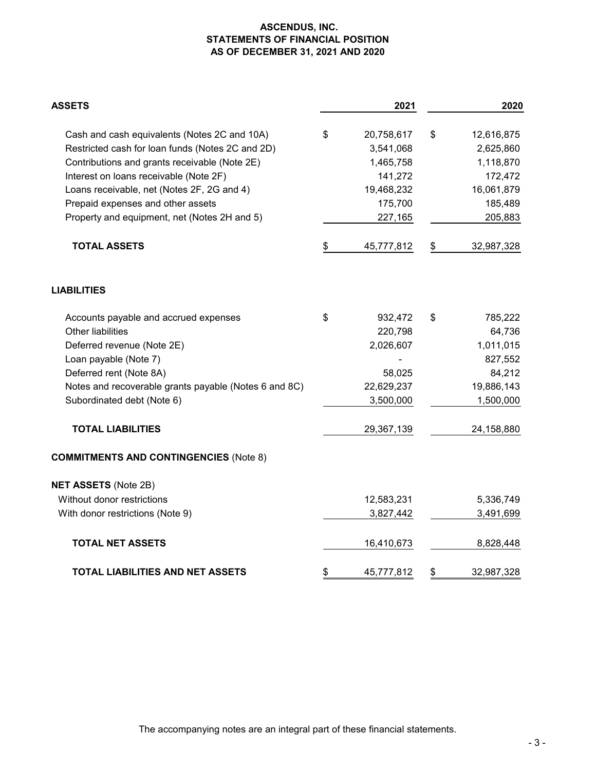# ASCENDUS, INC.
## STATEMENTS OF FINANCIAL POSITION
## AS OF DECEMBER 31, 2021 AND 2020

| ASSETS | 2021 | 2020 |
|---|---|---|
| Cash and cash equivalents (Notes 2C and 10A) | $ 20,758,617 | $ 12,616,875 |
| Restricted cash for loan funds (Notes 2C and 2D) | 3,541,068 | 2,625,860 |
| Contributions and grants receivable (Note 2E) | 1,465,758 | 1,118,870 |
| Interest on loans receivable (Note 2F) | 141,272 | 172,472 |
| Loans receivable, net (Notes 2F, 2G and 4) | 19,468,232 | 16,061,879 |
| Prepaid expenses and other assets | 175,700 | 185,489 |
| Property and equipment, net (Notes 2H and 5) | 227,165 | 205,883 |
| **TOTAL ASSETS** | $ 45,777,812 | $ 32,987,328 |
| | | |
| **LIABILITIES** | | |
| Accounts payable and accrued expenses | $ 932,472 | $ 785,222 |
| Other liabilities | 220,798 | 64,736 |
| Deferred revenue (Note 2E) | 2,026,607 | 1,011,015 |
| Loan payable (Note 7) | - | 827,552 |
| Deferred rent (Note 8A) | 58,025 | 84,212 |
| Notes and recoverable grants payable (Notes 6 and 8C) | 22,629,237 | 19,886,143 |
| Subordinated debt (Note 6) | 3,500,000 | 1,500,000 |
| **TOTAL LIABILITIES** | 29,367,139 | 24,158,880 |
| | | |
| **COMMITMENTS AND CONTINGENCIES** (Note 8) | | |
| | | |
| **NET ASSETS** (Note 2B) | | |
| Without donor restrictions | 12,583,231 | 5,336,749 |
| With donor restrictions (Note 9) | 3,827,442 | 3,491,699 |
| **TOTAL NET ASSETS** | 16,410,673 | 8,828,448 |
| **TOTAL LIABILITIES AND NET ASSETS** | $ 45,777,812 | $ 32,987,328 |

The accompanying notes are an integral part of these financial statements.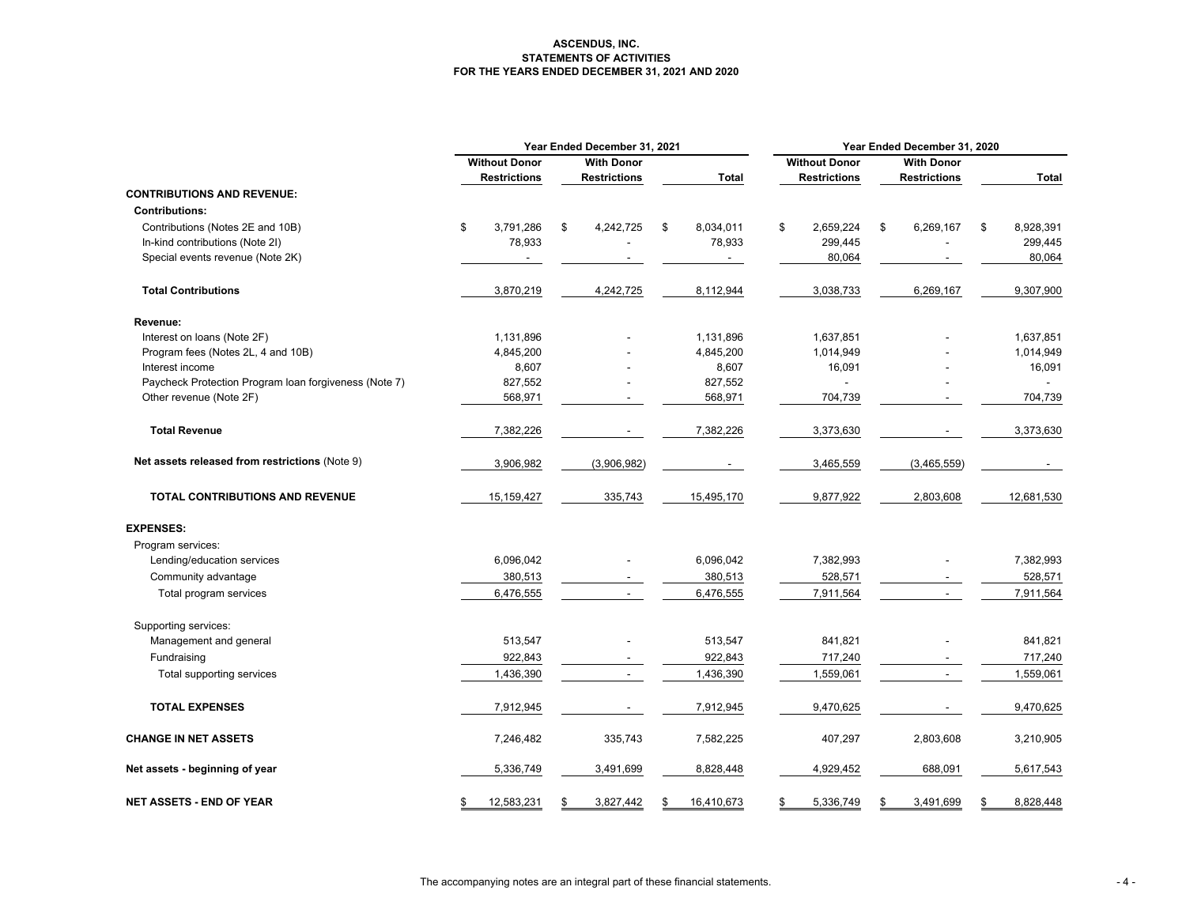# ASCENDUS, INC.
## STATEMENTS OF ACTIVITIES
### FOR THE YEARS ENDED DECEMBER 31, 2021 AND 2020

| | Year Ended December 31, 2021 | | | Year Ended December 31, 2020 | | |
|---|---|---|---|---|---|---|
| | Without Donor Restrictions | With Donor Restrictions | Total | Without Donor Restrictions | With Donor Restrictions | Total |
| **CONTRIBUTIONS AND REVENUE:** | | | | | | |
| **Contributions:** | | | | | | |
| Contributions (Notes 2E and 10B) | $ 3,791,286 | $ 4,242,725 | $ 8,034,011 | $ 2,659,224 | $ 6,269,167 | $ 8,928,391 |
| In-kind contributions (Note 2I) | 78,933 | - | 78,933 | 299,445 | - | 299,445 |
| Special events revenue (Note 2K) | - | - | - | 80,064 | - | 80,064 |
| **Total Contributions** | 3,870,219 | 4,242,725 | 8,112,944 | 3,038,733 | 6,269,167 | 9,307,900 |
| **Revenue:** | | | | | | |
| Interest on loans (Note 2F) | 1,131,896 | - | 1,131,896 | 1,637,851 | - | 1,637,851 |
| Program fees (Notes 2L, 4 and 10B) | 4,845,200 | - | 4,845,200 | 1,014,949 | - | 1,014,949 |
| Interest income | 8,607 | - | 8,607 | 16,091 | - | 16,091 |
| Paycheck Protection Program loan forgiveness (Note 7) | 827,552 | - | 827,552 | - | - | - |
| Other revenue (Note 2F) | 568,971 | - | 568,971 | 704,739 | - | 704,739 |
| **Total Revenue** | 7,382,226 | - | 7,382,226 | 3,373,630 | - | 3,373,630 |
| **Net assets released from restrictions** (Note 9) | 3,906,982 | (3,906,982) | - | 3,465,559 | (3,465,559) | - |
| **TOTAL CONTRIBUTIONS AND REVENUE** | 15,159,427 | 335,743 | 15,495,170 | 9,877,922 | 2,803,608 | 12,681,530 |
| **EXPENSES:** | | | | | | |
| Program services: | | | | | | |
| Lending/education services | 6,096,042 | - | 6,096,042 | 7,382,993 | - | 7,382,993 |
| Community advantage | 380,513 | - | 380,513 | 528,571 | - | 528,571 |
| Total program services | 6,476,555 | - | 6,476,555 | 7,911,564 | - | 7,911,564 |
| Supporting services: | | | | | | |
| Management and general | 513,547 | - | 513,547 | 841,821 | - | 841,821 |
| Fundraising | 922,843 | - | 922,843 | 717,240 | - | 717,240 |
| Total supporting services | 1,436,390 | - | 1,436,390 | 1,559,061 | - | 1,559,061 |
| **TOTAL EXPENSES** | 7,912,945 | - | 7,912,945 | 9,470,625 | - | 9,470,625 |
| **CHANGE IN NET ASSETS** | 7,246,482 | 335,743 | 7,582,225 | 407,297 | 2,803,608 | 3,210,905 |
| **Net assets - beginning of year** | 5,336,749 | 3,491,699 | 8,828,448 | 4,929,452 | 688,091 | 5,617,543 |
| **NET ASSETS - END OF YEAR** | $ 12,583,231 | $ 3,827,442 | $ 16,410,673 | $ 5,336,749 | $ 3,491,699 | $ 8,828,448 |

The accompanying notes are an integral part of these financial statements.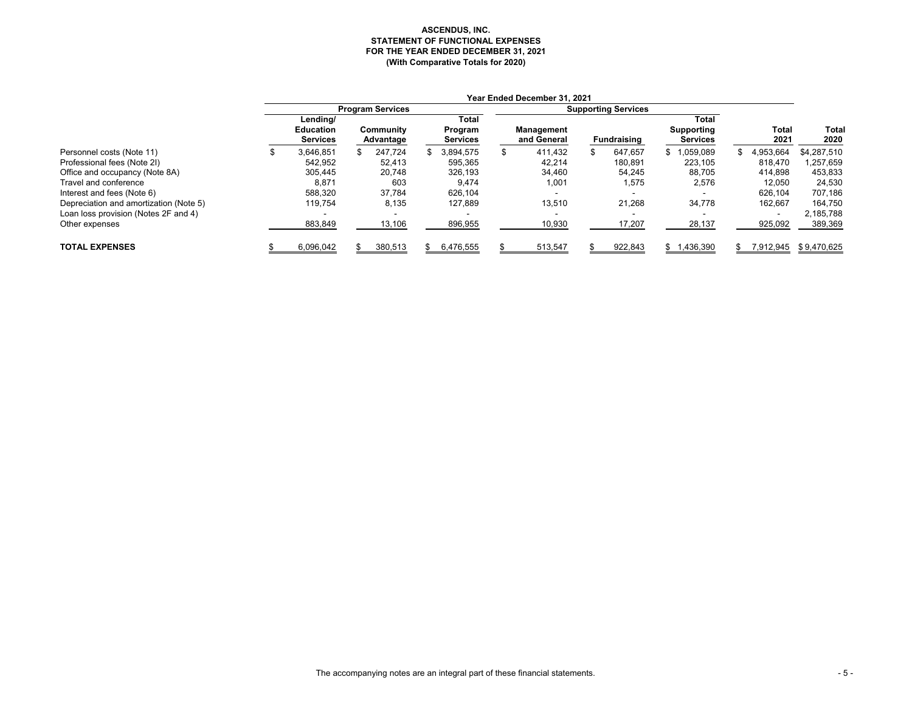**ASCENDUS, INC.**
**STATEMENT OF FUNCTIONAL EXPENSES**
**FOR THE YEAR ENDED DECEMBER 31, 2021**
**(With Comparative Totals for 2020)**

| | Year Ended December 31, 2021 | | | | | | | |
|---|---|---|---|---|---|---|---|---|
| | Program Services | | | Supporting Services | | | | |
| | Lending/ Education Services | Community Advantage | Total Program Services | Management and General | Fundraising | Total Supporting Services | Total 2021 | Total 2020 |
| Personnel costs (Note 11) | $ 3,646,851 | $ 247,724 | $ 3,894,575 | $ 411,432 | $ 647,657 | $ 1,059,089 | $ 4,953,664 | $4,287,510 |
| Professional fees (Note 2I) | 542,952 | 52,413 | 595,365 | 42,214 | 180,891 | 223,105 | 818,470 | 1,257,659 |
| Office and occupancy (Note 8A) | 305,445 | 20,748 | 326,193 | 34,460 | 54,245 | 88,705 | 414,898 | 453,833 |
| Travel and conference | 8,871 | 603 | 9,474 | 1,001 | 1,575 | 2,576 | 12,050 | 24,530 |
| Interest and fees (Note 6) | 588,320 | 37,784 | 626,104 | - | - | - | 626,104 | 707,186 |
| Depreciation and amortization (Note 5) | 119,754 | 8,135 | 127,889 | 13,510 | 21,268 | 34,778 | 162,667 | 164,750 |
| Loan loss provision (Notes 2F and 4) | - | - | - | - | - | - | - | 2,185,788 |
| Other expenses | 883,849 | 13,106 | 896,955 | 10,930 | 17,207 | 28,137 | 925,092 | 389,369 |
| **TOTAL EXPENSES** | $ 6,096,042 | $ 380,513 | $ 6,476,555 | $ 513,547 | $ 922,843 | $ 1,436,390 | $ 7,912,945 | $ 9,470,625 |

The accompanying notes are an integral part of these financial statements.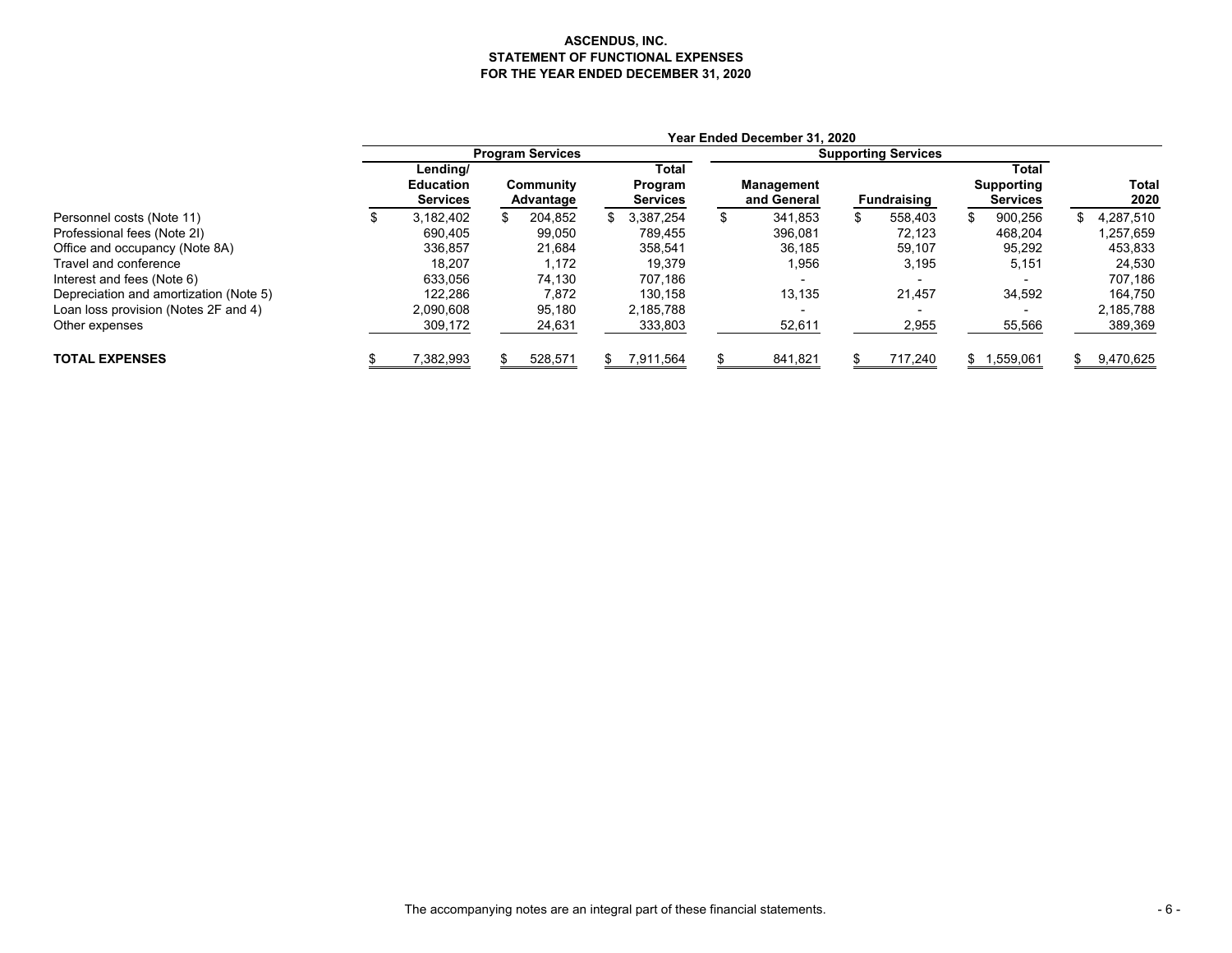# ASCENDUS, INC.
## STATEMENT OF FUNCTIONAL EXPENSES
## FOR THE YEAR ENDED DECEMBER 31, 2020

| | Year Ended December 31, 2020 | | | | | | |
|---|---|---|---|---|---|---|---|
| | Program Services | | | Supporting Services | | | |
| | Lending/ Education Services | Community Advantage | Total Program Services | Management and General | Fundraising | Total Supporting Services | Total 2020 |
| Personnel costs (Note 11) | $ 3,182,402 | $ 204,852 | $ 3,387,254 | $ 341,853 | $ 558,403 | $ 900,256 | $ 4,287,510 |
| Professional fees (Note 2I) | 690,405 | 99,050 | 789,455 | 396,081 | 72,123 | 468,204 | 1,257,659 |
| Office and occupancy (Note 8A) | 336,857 | 21,684 | 358,541 | 36,185 | 59,107 | 95,292 | 453,833 |
| Travel and conference | 18,207 | 1,172 | 19,379 | 1,956 | 3,195 | 5,151 | 24,530 |
| Interest and fees (Note 6) | 633,056 | 74,130 | 707,186 | - | - | - | 707,186 |
| Depreciation and amortization (Note 5) | 122,286 | 7,872 | 130,158 | 13,135 | 21,457 | 34,592 | 164,750 |
| Loan loss provision (Notes 2F and 4) | 2,090,608 | 95,180 | 2,185,788 | - | - | - | 2,185,788 |
| Other expenses | 309,172 | 24,631 | 333,803 | 52,611 | 2,955 | 55,566 | 389,369 |
| **TOTAL EXPENSES** | $ 7,382,993 | $ 528,571 | $ 7,911,564 | $ 841,821 | $ 717,240 | $ 1,559,061 | $ 9,470,625 |

The accompanying notes are an integral part of these financial statements.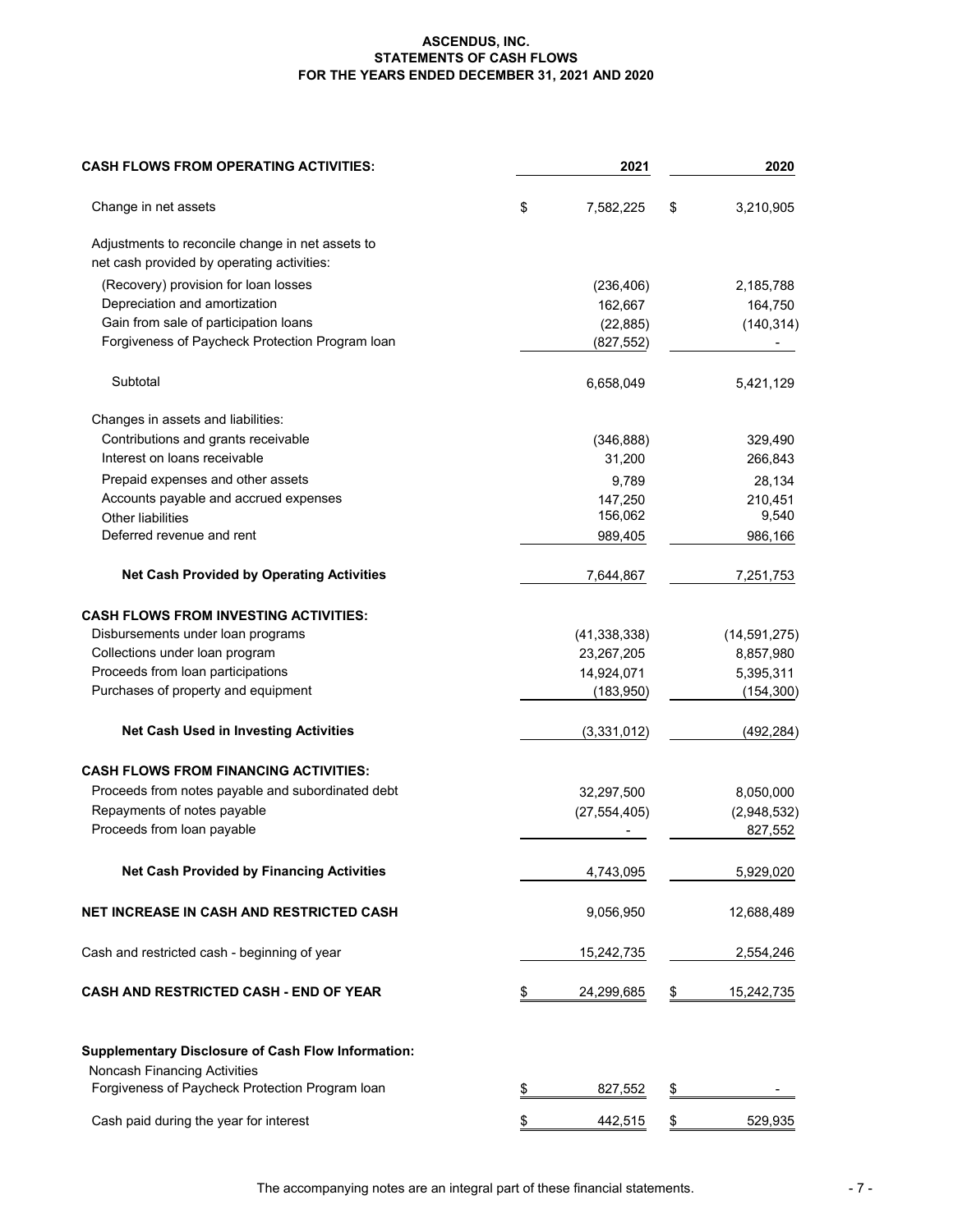# ASCENDUS, INC.
## STATEMENTS OF CASH FLOWS
### FOR THE YEARS ENDED DECEMBER 31, 2021 AND 2020

| CASH FLOWS FROM OPERATING ACTIVITIES: | 2021 | 2020 |
|---|---|---|
| Change in net assets | $ 7,582,225 | $ 3,210,905 |
| Adjustments to reconcile change in net assets to net cash provided by operating activities: | | |
| (Recovery) provision for loan losses | (236,406) | 2,185,788 |
| Depreciation and amortization | 162,667 | 164,750 |
| Gain from sale of participation loans | (22,885) | (140,314) |
| Forgiveness of Paycheck Protection Program loan | (827,552) | - |
| Subtotal | 6,658,049 | 5,421,129 |
| Changes in assets and liabilities: | | |
| Contributions and grants receivable | (346,888) | 329,490 |
| Interest on loans receivable | 31,200 | 266,843 |
| Prepaid expenses and other assets | 9,789 | 28,134 |
| Accounts payable and accrued expenses | 147,250 | 210,451 |
| Other liabilities | 156,062 | 9,540 |
| Deferred revenue and rent | 989,405 | 986,166 |
| **Net Cash Provided by Operating Activities** | 7,644,867 | 7,251,753 |
| **CASH FLOWS FROM INVESTING ACTIVITIES:** | | |
| Disbursements under loan programs | (41,338,338) | (14,591,275) |
| Collections under loan program | 23,267,205 | 8,857,980 |
| Proceeds from loan participations | 14,924,071 | 5,395,311 |
| Purchases of property and equipment | (183,950) | (154,300) |
| **Net Cash Used in Investing Activities** | (3,331,012) | (492,284) |
| **CASH FLOWS FROM FINANCING ACTIVITIES:** | | |
| Proceeds from notes payable and subordinated debt | 32,297,500 | 8,050,000 |
| Repayments of notes payable | (27,554,405) | (2,948,532) |
| Proceeds from loan payable | - | 827,552 |
| **Net Cash Provided by Financing Activities** | 4,743,095 | 5,929,020 |
| **NET INCREASE IN CASH AND RESTRICTED CASH** | 9,056,950 | 12,688,489 |
| Cash and restricted cash - beginning of year | 15,242,735 | 2,554,246 |
| **CASH AND RESTRICTED CASH - END OF YEAR** | $ 24,299,685 | $ 15,242,735 |
| **Supplementary Disclosure of Cash Flow Information:** | | |
| Noncash Financing Activities | | |
| Forgiveness of Paycheck Protection Program loan | $ 827,552 | $ - |
| Cash paid during the year for interest | $ 442,515 | $ 529,935 |

The accompanying notes are an integral part of these financial statements.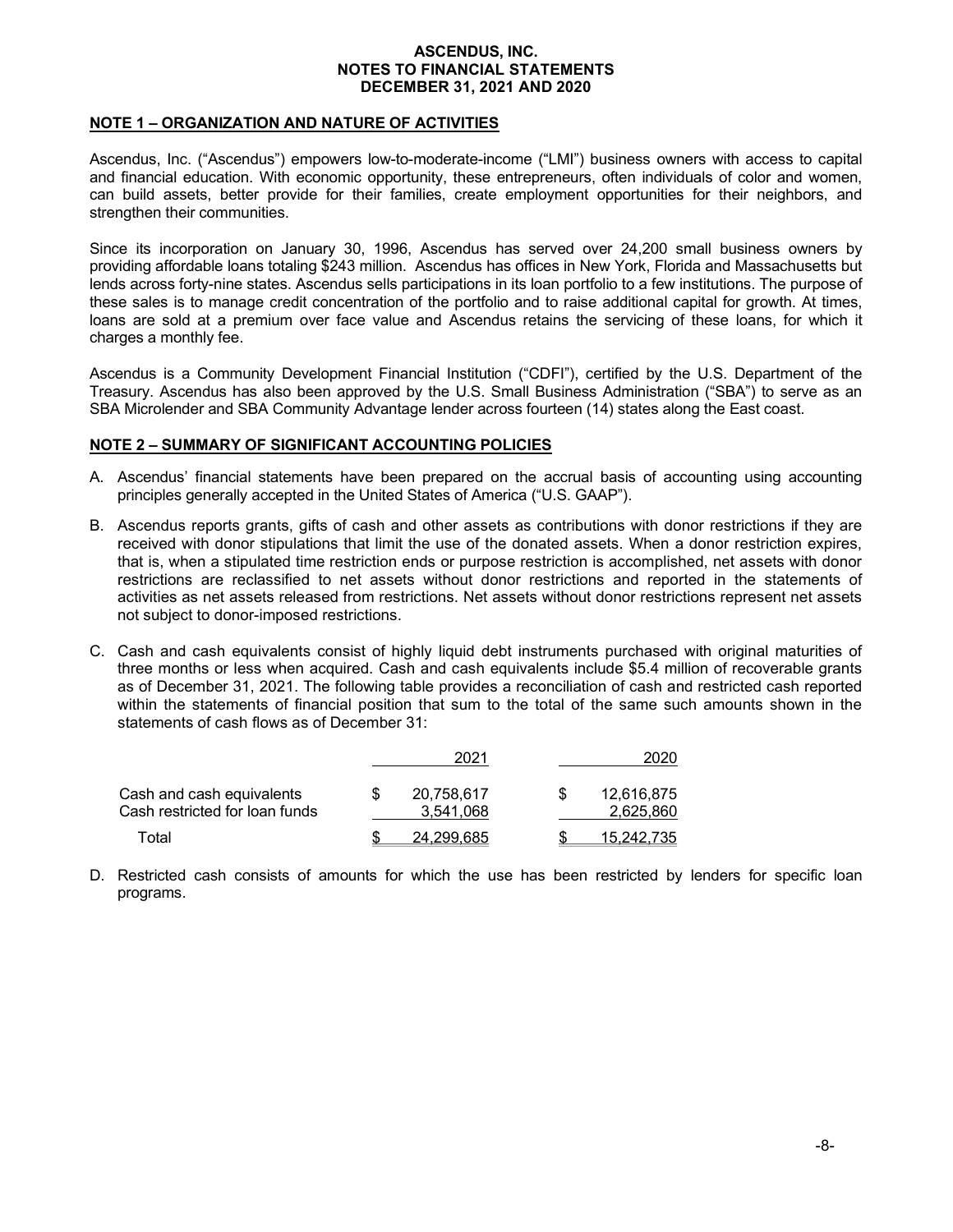**ASCENDUS, INC.**
**NOTES TO FINANCIAL STATEMENTS**
**DECEMBER 31, 2021 AND 2020**

## NOTE 1 – ORGANIZATION AND NATURE OF ACTIVITIES

Ascendus, Inc. ("Ascendus") empowers low-to-moderate-income ("LMI") business owners with access to capital and financial education. With economic opportunity, these entrepreneurs, often individuals of color and women, can build assets, better provide for their families, create employment opportunities for their neighbors, and strengthen their communities.

Since its incorporation on January 30, 1996, Ascendus has served over 24,200 small business owners by providing affordable loans totaling $243 million. Ascendus has offices in New York, Florida and Massachusetts but lends across forty-nine states. Ascendus sells participations in its loan portfolio to a few institutions. The purpose of these sales is to manage credit concentration of the portfolio and to raise additional capital for growth. At times, loans are sold at a premium over face value and Ascendus retains the servicing of these loans, for which it charges a monthly fee.

Ascendus is a Community Development Financial Institution ("CDFI"), certified by the U.S. Department of the Treasury. Ascendus has also been approved by the U.S. Small Business Administration ("SBA") to serve as an SBA Microlender and SBA Community Advantage lender across fourteen (14) states along the East coast.

## NOTE 2 – SUMMARY OF SIGNIFICANT ACCOUNTING POLICIES

A. Ascendus' financial statements have been prepared on the accrual basis of accounting using accounting principles generally accepted in the United States of America ("U.S. GAAP").

B. Ascendus reports grants, gifts of cash and other assets as contributions with donor restrictions if they are received with donor stipulations that limit the use of the donated assets. When a donor restriction expires, that is, when a stipulated time restriction ends or purpose restriction is accomplished, net assets with donor restrictions are reclassified to net assets without donor restrictions and reported in the statements of activities as net assets released from restrictions. Net assets without donor restrictions represent net assets not subject to donor-imposed restrictions.

C. Cash and cash equivalents consist of highly liquid debt instruments purchased with original maturities of three months or less when acquired. Cash and cash equivalents include $5.4 million of recoverable grants as of December 31, 2021. The following table provides a reconciliation of cash and restricted cash reported within the statements of financial position that sum to the total of the same such amounts shown in the statements of cash flows as of December 31:

| | 2021 | 2020 |
|---|---|---|
| Cash and cash equivalents | $ 20,758,617 | $ 12,616,875 |
| Cash restricted for loan funds | 3,541,068 | 2,625,860 |
| Total | $ 24,299,685 | $ 15,242,735 |

D. Restricted cash consists of amounts for which the use has been restricted by lenders for specific loan programs.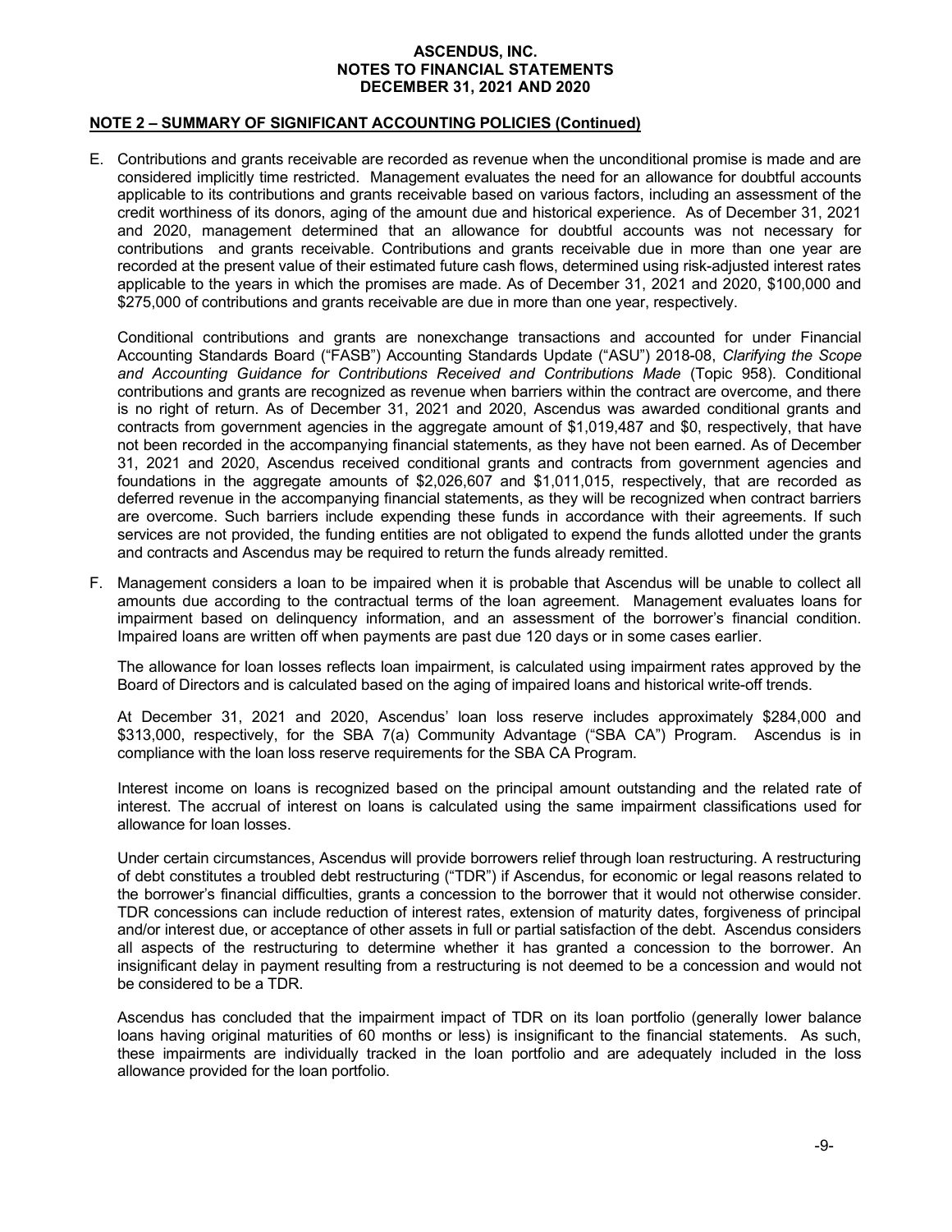**ASCENDUS, INC.**
**NOTES TO FINANCIAL STATEMENTS**
**DECEMBER 31, 2021 AND 2020**

## NOTE 2 – SUMMARY OF SIGNIFICANT ACCOUNTING POLICIES (Continued)

E. Contributions and grants receivable are recorded as revenue when the unconditional promise is made and are considered implicitly time restricted. Management evaluates the need for an allowance for doubtful accounts applicable to its contributions and grants receivable based on various factors, including an assessment of the credit worthiness of its donors, aging of the amount due and historical experience. As of December 31, 2021 and 2020, management determined that an allowance for doubtful accounts was not necessary for contributions and grants receivable. Contributions and grants receivable due in more than one year are recorded at the present value of their estimated future cash flows, determined using risk-adjusted interest rates applicable to the years in which the promises are made. As of December 31, 2021 and 2020, $100,000 and $275,000 of contributions and grants receivable are due in more than one year, respectively.

   Conditional contributions and grants are nonexchange transactions and accounted for under Financial Accounting Standards Board ("FASB") Accounting Standards Update ("ASU") 2018-08, *Clarifying the Scope and Accounting Guidance for Contributions Received and Contributions Made* (Topic 958). Conditional contributions and grants are recognized as revenue when barriers within the contract are overcome, and there is no right of return. As of December 31, 2021 and 2020, Ascendus was awarded conditional grants and contracts from government agencies in the aggregate amount of $1,019,487 and $0, respectively, that have not been recorded in the accompanying financial statements, as they have not been earned. As of December 31, 2021 and 2020, Ascendus received conditional grants and contracts from government agencies and foundations in the aggregate amounts of $2,026,607 and $1,011,015, respectively, that are recorded as deferred revenue in the accompanying financial statements, as they will be recognized when contract barriers are overcome. Such barriers include expending these funds in accordance with their agreements. If such services are not provided, the funding entities are not obligated to expend the funds allotted under the grants and contracts and Ascendus may be required to return the funds already remitted.

F. Management considers a loan to be impaired when it is probable that Ascendus will be unable to collect all amounts due according to the contractual terms of the loan agreement. Management evaluates loans for impairment based on delinquency information, and an assessment of the borrower's financial condition. Impaired loans are written off when payments are past due 120 days or in some cases earlier.

   The allowance for loan losses reflects loan impairment, is calculated using impairment rates approved by the Board of Directors and is calculated based on the aging of impaired loans and historical write-off trends.

   At December 31, 2021 and 2020, Ascendus' loan loss reserve includes approximately $284,000 and $313,000, respectively, for the SBA 7(a) Community Advantage ("SBA CA") Program. Ascendus is in compliance with the loan loss reserve requirements for the SBA CA Program.

   Interest income on loans is recognized based on the principal amount outstanding and the related rate of interest. The accrual of interest on loans is calculated using the same impairment classifications used for allowance for loan losses.

   Under certain circumstances, Ascendus will provide borrowers relief through loan restructuring. A restructuring of debt constitutes a troubled debt restructuring ("TDR") if Ascendus, for economic or legal reasons related to the borrower's financial difficulties, grants a concession to the borrower that it would not otherwise consider. TDR concessions can include reduction of interest rates, extension of maturity dates, forgiveness of principal and/or interest due, or acceptance of other assets in full or partial satisfaction of the debt. Ascendus considers all aspects of the restructuring to determine whether it has granted a concession to the borrower. An insignificant delay in payment resulting from a restructuring is not deemed to be a concession and would not be considered to be a TDR.

   Ascendus has concluded that the impairment impact of TDR on its loan portfolio (generally lower balance loans having original maturities of 60 months or less) is insignificant to the financial statements. As such, these impairments are individually tracked in the loan portfolio and are adequately included in the loss allowance provided for the loan portfolio.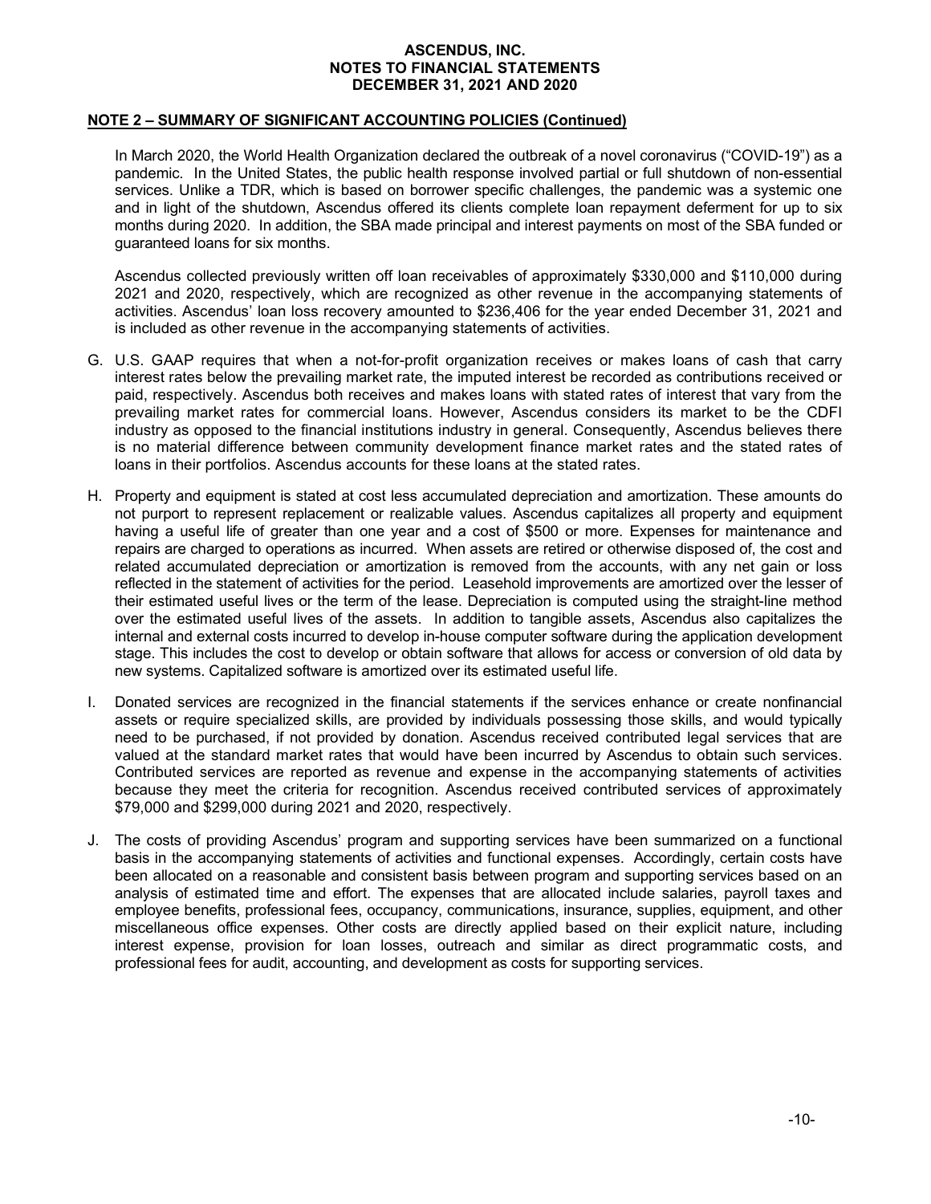**NOTE 2 – SUMMARY OF SIGNIFICANT ACCOUNTING POLICIES (Continued)**

In March 2020, the World Health Organization declared the outbreak of a novel coronavirus ("COVID-19") as a pandemic. In the United States, the public health response involved partial or full shutdown of non-essential services. Unlike a TDR, which is based on borrower specific challenges, the pandemic was a systemic one and in light of the shutdown, Ascendus offered its clients complete loan repayment deferment for up to six months during 2020. In addition, the SBA made principal and interest payments on most of the SBA funded or guaranteed loans for six months.

Ascendus collected previously written off loan receivables of approximately $330,000 and $110,000 during 2021 and 2020, respectively, which are recognized as other revenue in the accompanying statements of activities. Ascendus' loan loss recovery amounted to $236,406 for the year ended December 31, 2021 and is included as other revenue in the accompanying statements of activities.

G. U.S. GAAP requires that when a not-for-profit organization receives or makes loans of cash that carry interest rates below the prevailing market rate, the imputed interest be recorded as contributions received or paid, respectively. Ascendus both receives and makes loans with stated rates of interest that vary from the prevailing market rates for commercial loans. However, Ascendus considers its market to be the CDFI industry as opposed to the financial institutions industry in general. Consequently, Ascendus believes there is no material difference between community development finance market rates and the stated rates of loans in their portfolios. Ascendus accounts for these loans at the stated rates.

H. Property and equipment is stated at cost less accumulated depreciation and amortization. These amounts do not purport to represent replacement or realizable values. Ascendus capitalizes all property and equipment having a useful life of greater than one year and a cost of $500 or more. Expenses for maintenance and repairs are charged to operations as incurred. When assets are retired or otherwise disposed of, the cost and related accumulated depreciation or amortization is removed from the accounts, with any net gain or loss reflected in the statement of activities for the period. Leasehold improvements are amortized over the lesser of their estimated useful lives or the term of the lease. Depreciation is computed using the straight-line method over the estimated useful lives of the assets. In addition to tangible assets, Ascendus also capitalizes the internal and external costs incurred to develop in-house computer software during the application development stage. This includes the cost to develop or obtain software that allows for access or conversion of old data by new systems. Capitalized software is amortized over its estimated useful life.

I. Donated services are recognized in the financial statements if the services enhance or create nonfinancial assets or require specialized skills, are provided by individuals possessing those skills, and would typically need to be purchased, if not provided by donation. Ascendus received contributed legal services that are valued at the standard market rates that would have been incurred by Ascendus to obtain such services. Contributed services are reported as revenue and expense in the accompanying statements of activities because they meet the criteria for recognition. Ascendus received contributed services of approximately $79,000 and $299,000 during 2021 and 2020, respectively.

J. The costs of providing Ascendus' program and supporting services have been summarized on a functional basis in the accompanying statements of activities and functional expenses. Accordingly, certain costs have been allocated on a reasonable and consistent basis between program and supporting services based on an analysis of estimated time and effort. The expenses that are allocated include salaries, payroll taxes and employee benefits, professional fees, occupancy, communications, insurance, supplies, equipment, and other miscellaneous office expenses. Other costs are directly applied based on their explicit nature, including interest expense, provision for loan losses, outreach and similar as direct programmatic costs, and professional fees for audit, accounting, and development as costs for supporting services.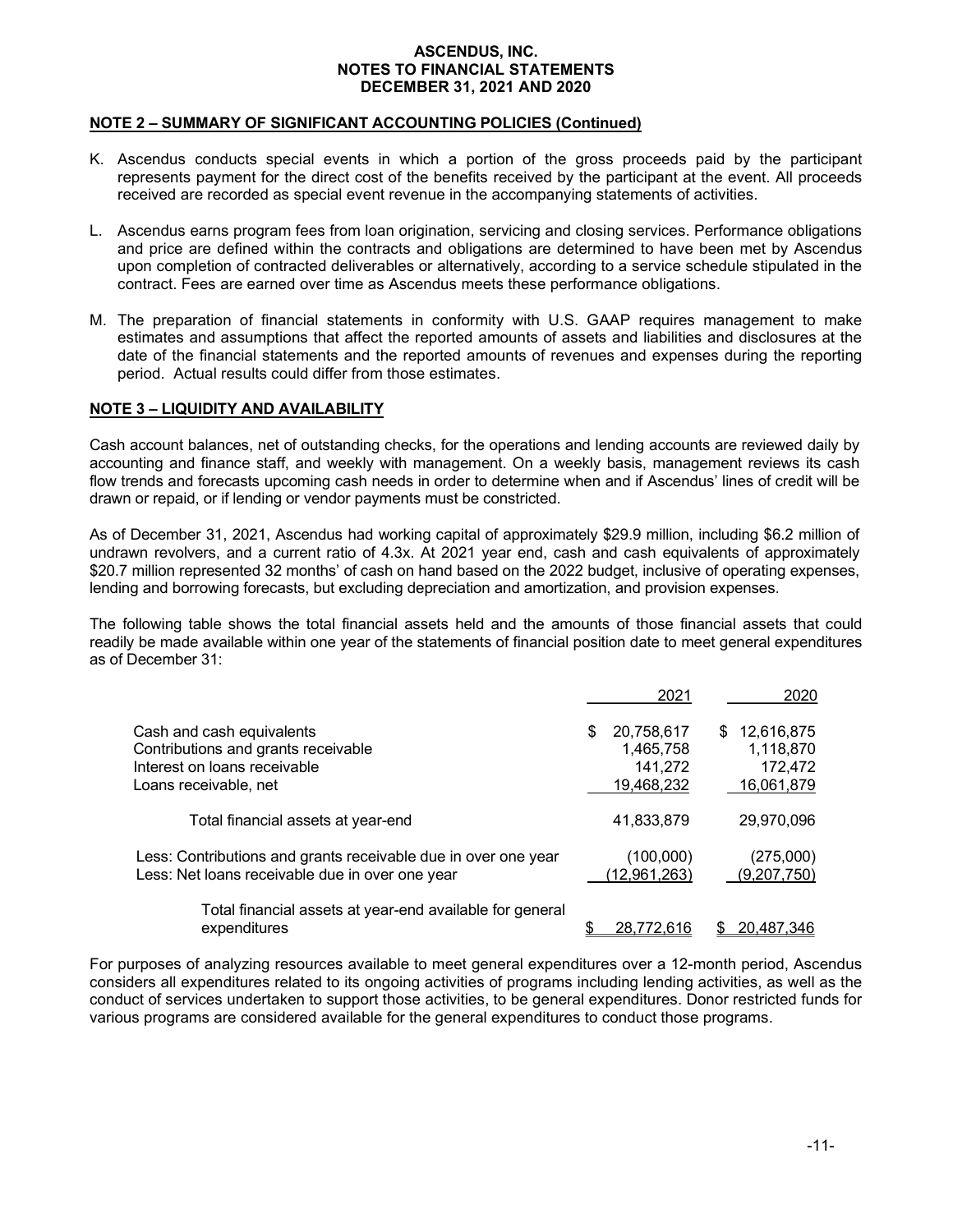## NOTE 2 – SUMMARY OF SIGNIFICANT ACCOUNTING POLICIES (Continued)

K. Ascendus conducts special events in which a portion of the gross proceeds paid by the participant represents payment for the direct cost of the benefits received by the participant at the event. All proceeds received are recorded as special event revenue in the accompanying statements of activities.

L. Ascendus earns program fees from loan origination, servicing and closing services. Performance obligations and price are defined within the contracts and obligations are determined to have been met by Ascendus upon completion of contracted deliverables or alternatively, according to a service schedule stipulated in the contract. Fees are earned over time as Ascendus meets these performance obligations.

M. The preparation of financial statements in conformity with U.S. GAAP requires management to make estimates and assumptions that affect the reported amounts of assets and liabilities and disclosures at the date of the financial statements and the reported amounts of revenues and expenses during the reporting period. Actual results could differ from those estimates.

## NOTE 3 – LIQUIDITY AND AVAILABILITY

Cash account balances, net of outstanding checks, for the operations and lending accounts are reviewed daily by accounting and finance staff, and weekly with management. On a weekly basis, management reviews its cash flow trends and forecasts upcoming cash needs in order to determine when and if Ascendus' lines of credit will be drawn or repaid, or if lending or vendor payments must be constricted.

As of December 31, 2021, Ascendus had working capital of approximately $29.9 million, including $6.2 million of undrawn revolvers, and a current ratio of 4.3x. At 2021 year end, cash and cash equivalents of approximately $20.7 million represented 32 months' of cash on hand based on the 2022 budget, inclusive of operating expenses, lending and borrowing forecasts, but excluding depreciation and amortization, and provision expenses.

The following table shows the total financial assets held and the amounts of those financial assets that could readily be made available within one year of the statements of financial position date to meet general expenditures as of December 31:

| | 2021 | 2020 |
|---|---|---|
| Cash and cash equivalents | $ 20,758,617 | $ 12,616,875 |
| Contributions and grants receivable | 1,465,758 | 1,118,870 |
| Interest on loans receivable | 141,272 | 172,472 |
| Loans receivable, net | 19,468,232 | 16,061,879 |
| Total financial assets at year-end | 41,833,879 | 29,970,096 |
| Less: Contributions and grants receivable due in over one year | (100,000) | (275,000) |
| Less: Net loans receivable due in over one year | (12,961,263) | (9,207,750) |
| Total financial assets at year-end available for general expenditures | $ 28,772,616 | $ 20,487,346 |

For purposes of analyzing resources available to meet general expenditures over a 12-month period, Ascendus considers all expenditures related to its ongoing activities of programs including lending activities, as well as the conduct of services undertaken to support those activities, to be general expenditures. Donor restricted funds for various programs are considered available for the general expenditures to conduct those programs.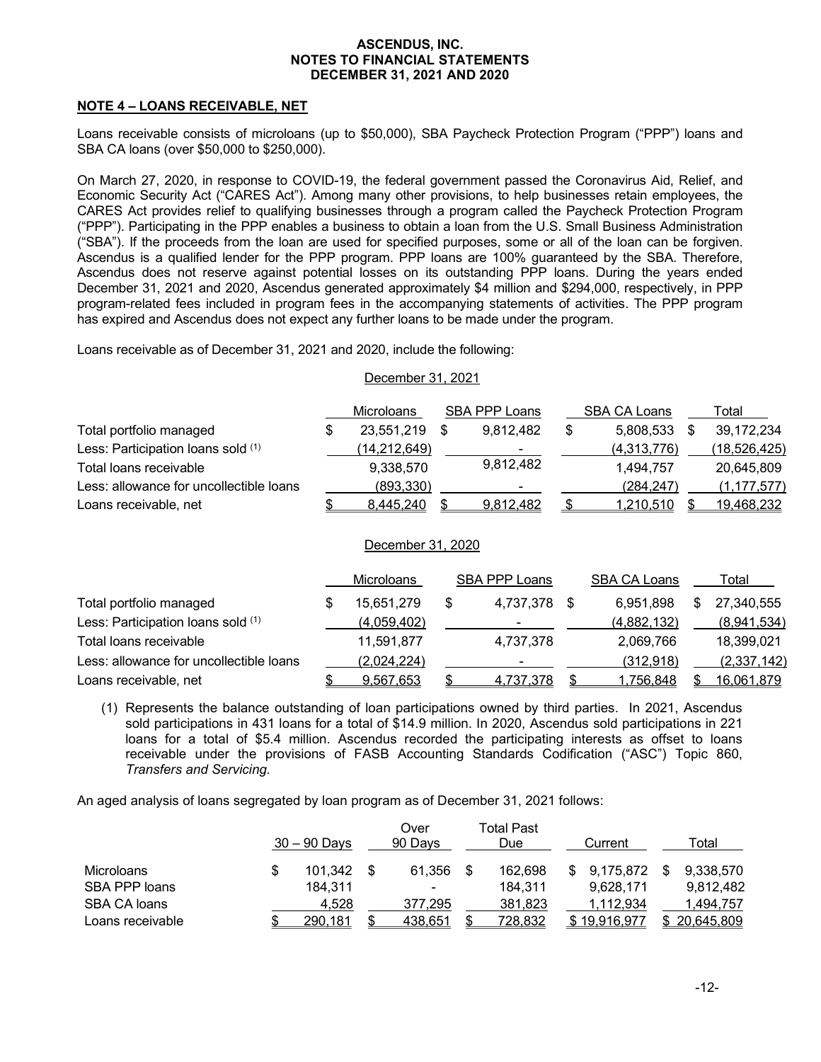**ASCENDUS, INC.**
**NOTES TO FINANCIAL STATEMENTS**
**DECEMBER 31, 2021 AND 2020**

## NOTE 4 – LOANS RECEIVABLE, NET

Loans receivable consists of microloans (up to $50,000), SBA Paycheck Protection Program ("PPP") loans and SBA CA loans (over $50,000 to $250,000).

On March 27, 2020, in response to COVID-19, the federal government passed the Coronavirus Aid, Relief, and Economic Security Act ("CARES Act"). Among many other provisions, to help businesses retain employees, the CARES Act provides relief to qualifying businesses through a program called the Paycheck Protection Program ("PPP"). Participating in the PPP enables a business to obtain a loan from the U.S. Small Business Administration ("SBA"). If the proceeds from the loan are used for specified purposes, some or all of the loan can be forgiven. Ascendus is a qualified lender for the PPP program. PPP loans are 100% guaranteed by the SBA. Therefore, Ascendus does not reserve against potential losses on its outstanding PPP loans. During the years ended December 31, 2021 and 2020, Ascendus generated approximately $4 million and $294,000, respectively, in PPP program-related fees included in program fees in the accompanying statements of activities. The PPP program has expired and Ascendus does not expect any further loans to be made under the program.

Loans receivable as of December 31, 2021 and 2020, include the following:

December 31, 2021

| | Microloans | SBA PPP Loans | SBA CA Loans | Total |
|---|---|---|---|---|
| Total portfolio managed | $ 23,551,219 | $ 9,812,482 | $ 5,808,533 | $ 39,172,234 |
| Less: Participation loans sold (1) | (14,212,649) | - | (4,313,776) | (18,526,425) |
| Total loans receivable | 9,338,570 | 9,812,482 | 1,494,757 | 20,645,809 |
| Less: allowance for uncollectible loans | (893,330) | - | (284,247) | (1,177,577) |
| Loans receivable, net | $ 8,445,240 | $ 9,812,482 | $ 1,210,510 | $ 19,468,232 |

December 31, 2020

| | Microloans | SBA PPP Loans | SBA CA Loans | Total |
|---|---|---|---|---|
| Total portfolio managed | $ 15,651,279 | $ 4,737,378 | $ 6,951,898 | $ 27,340,555 |
| Less: Participation loans sold (1) | (4,059,402) | - | (4,882,132) | (8,941,534) |
| Total loans receivable | 11,591,877 | 4,737,378 | 2,069,766 | 18,399,021 |
| Less: allowance for uncollectible loans | (2,024,224) | - | (312,918) | (2,337,142) |
| Loans receivable, net | $ 9,567,653 | $ 4,737,378 | $ 1,756,848 | $ 16,061,879 |

(1) Represents the balance outstanding of loan participations owned by third parties. In 2021, Ascendus sold participations in 431 loans for a total of $14.9 million. In 2020, Ascendus sold participations in 221 loans for a total of $5.4 million. Ascendus recorded the participating interests as offset to loans receivable under the provisions of FASB Accounting Standards Codification ("ASC") Topic 860, *Transfers and Servicing.*

An aged analysis of loans segregated by loan program as of December 31, 2021 follows:

| | 30 – 90 Days | Over 90 Days | Total Past Due | Current | Total |
|---|---|---|---|---|---|
| Microloans | $ 101,342 | $ 61,356 | $ 162,698 | $ 9,175,872 | $ 9,338,570 |
| SBA PPP loans | 184,311 | - | 184,311 | 9,628,171 | 9,812,482 |
| SBA CA loans | 4,528 | 377,295 | 381,823 | 1,112,934 | 1,494,757 |
| Loans receivable | $ 290,181 | $ 438,651 | $ 728,832 | $ 19,916,977 | $ 20,645,809 |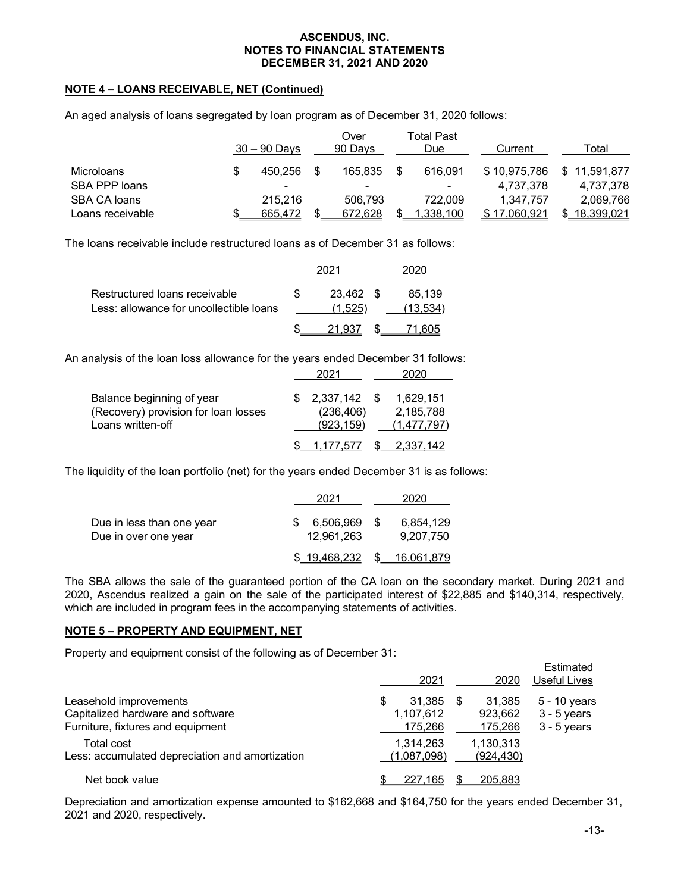**ASCENDUS, INC.**
**NOTES TO FINANCIAL STATEMENTS**
**DECEMBER 31, 2021 AND 2020**

## NOTE 4 – LOANS RECEIVABLE, NET (Continued)

An aged analysis of loans segregated by loan program as of December 31, 2020 follows:

| | 30 – 90 Days | Over 90 Days | Total Past Due | Current | Total |
|---|---|---|---|---|---|
| Microloans | $ 450,256 | $ 165,835 | $ 616,091 | $ 10,975,786 | $ 11,591,877 |
| SBA PPP loans | - | - | - | 4,737,378 | 4,737,378 |
| SBA CA loans | 215,216 | 506,793 | 722,009 | 1,347,757 | 2,069,766 |
| Loans receivable | $ 665,472 | $ 672,628 | $ 1,338,100 | $ 17,060,921 | $ 18,399,021 |

The loans receivable include restructured loans as of December 31 as follows:

| | 2021 | 2020 |
|---|---|---|
| Restructured loans receivable | $ 23,462 | $ 85,139 |
| Less: allowance for uncollectible loans | (1,525) | (13,534) |
| | $ 21,937 | $ 71,605 |

An analysis of the loan loss allowance for the years ended December 31 follows:

| | 2021 | 2020 |
|---|---|---|
| Balance beginning of year | $ 2,337,142 | $ 1,629,151 |
| (Recovery) provision for loan losses | (236,406) | 2,185,788 |
| Loans written-off | (923,159) | (1,477,797) |
| | $ 1,177,577 | $ 2,337,142 |

The liquidity of the loan portfolio (net) for the years ended December 31 is as follows:

| | 2021 | 2020 |
|---|---|---|
| Due in less than one year | $ 6,506,969 | $ 6,854,129 |
| Due in over one year | 12,961,263 | 9,207,750 |
| | $ 19,468,232 | $ 16,061,879 |

The SBA allows the sale of the guaranteed portion of the CA loan on the secondary market. During 2021 and 2020, Ascendus realized a gain on the sale of the participated interest of $22,885 and $140,314, respectively, which are included in program fees in the accompanying statements of activities.

## NOTE 5 – PROPERTY AND EQUIPMENT, NET

Property and equipment consist of the following as of December 31:

| | 2021 | 2020 | Estimated Useful Lives |
|---|---|---|---|
| Leasehold improvements | $ 31,385 | $ 31,385 | 5 - 10 years |
| Capitalized hardware and software | 1,107,612 | 923,662 | 3 - 5 years |
| Furniture, fixtures and equipment | 175,266 | 175,266 | 3 - 5 years |
| Total cost | 1,314,263 | 1,130,313 | |
| Less: accumulated depreciation and amortization | (1,087,098) | (924,430) | |
| Net book value | $ 227,165 | $ 205,883 | |

Depreciation and amortization expense amounted to $162,668 and $164,750 for the years ended December 31, 2021 and 2020, respectively.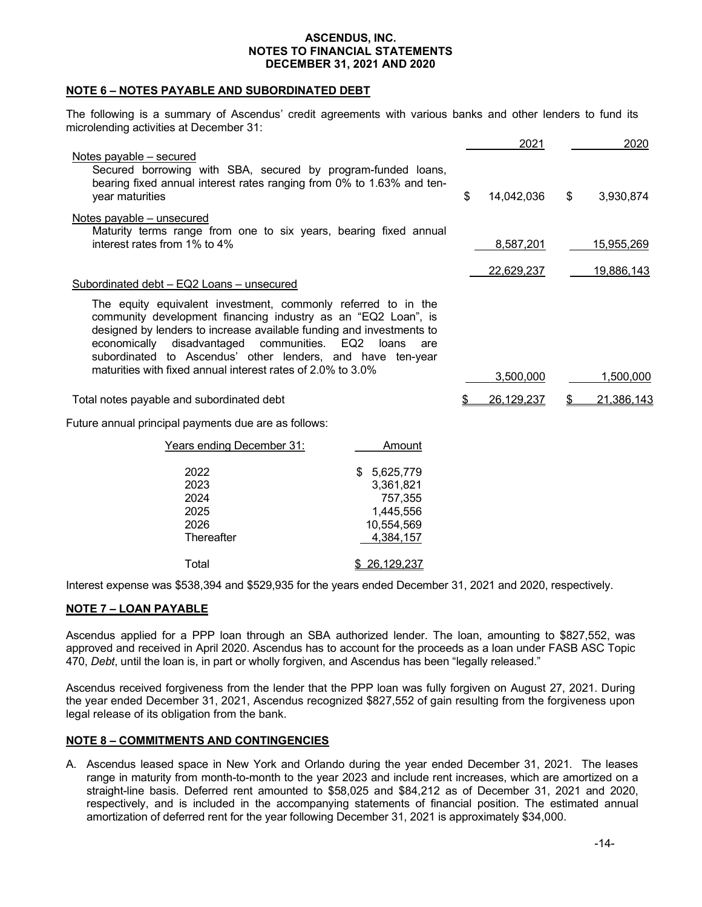**ASCENDUS, INC.**
**NOTES TO FINANCIAL STATEMENTS**
**DECEMBER 31, 2021 AND 2020**

## NOTE 6 – NOTES PAYABLE AND SUBORDINATED DEBT

The following is a summary of Ascendus' credit agreements with various banks and other lenders to fund its microlending activities at December 31:

| | 2021 | 2020 |
|---|---|---|
| Notes payable – secured | | |
| Secured borrowing with SBA, secured by program-funded loans, bearing fixed annual interest rates ranging from 0% to 1.63% and ten-year maturities | $ 14,042,036 | $ 3,930,874 |
| Notes payable – unsecured | | |
| Maturity terms range from one to six years, bearing fixed annual interest rates from 1% to 4% | 8,587,201 | 15,955,269 |
| | 22,629,237 | 19,886,143 |
| Subordinated debt – EQ2 Loans – unsecured | | |
| The equity equivalent investment, commonly referred to in the community development financing industry as an "EQ2 Loan", is designed by lenders to increase available funding and investments to economically disadvantaged communities. EQ2 loans are subordinated to Ascendus' other lenders, and have ten-year maturities with fixed annual interest rates of 2.0% to 3.0% | 3,500,000 | 1,500,000 |
| Total notes payable and subordinated debt | $ 26,129,237 | $ 21,386,143 |

Future annual principal payments due are as follows:

| Years ending December 31: | Amount |
|---|---|
| 2022 | $ 5,625,779 |
| 2023 | 3,361,821 |
| 2024 | 757,355 |
| 2025 | 1,445,556 |
| 2026 | 10,554,569 |
| Thereafter | 4,384,157 |
| Total | $ 26,129,237 |

Interest expense was $538,394 and $529,935 for the years ended December 31, 2021 and 2020, respectively.

## NOTE 7 – LOAN PAYABLE

Ascendus applied for a PPP loan through an SBA authorized lender. The loan, amounting to $827,552, was approved and received in April 2020. Ascendus has to account for the proceeds as a loan under FASB ASC Topic 470, *Debt*, until the loan is, in part or wholly forgiven, and Ascendus has been "legally released."

Ascendus received forgiveness from the lender that the PPP loan was fully forgiven on August 27, 2021. During the year ended December 31, 2021, Ascendus recognized $827,552 of gain resulting from the forgiveness upon legal release of its obligation from the bank.

## NOTE 8 – COMMITMENTS AND CONTINGENCIES

A. Ascendus leased space in New York and Orlando during the year ended December 31, 2021. The leases range in maturity from month-to-month to the year 2023 and include rent increases, which are amortized on a straight-line basis. Deferred rent amounted to $58,025 and $84,212 as of December 31, 2021 and 2020, respectively, and is included in the accompanying statements of financial position. The estimated annual amortization of deferred rent for the year following December 31, 2021 is approximately $34,000.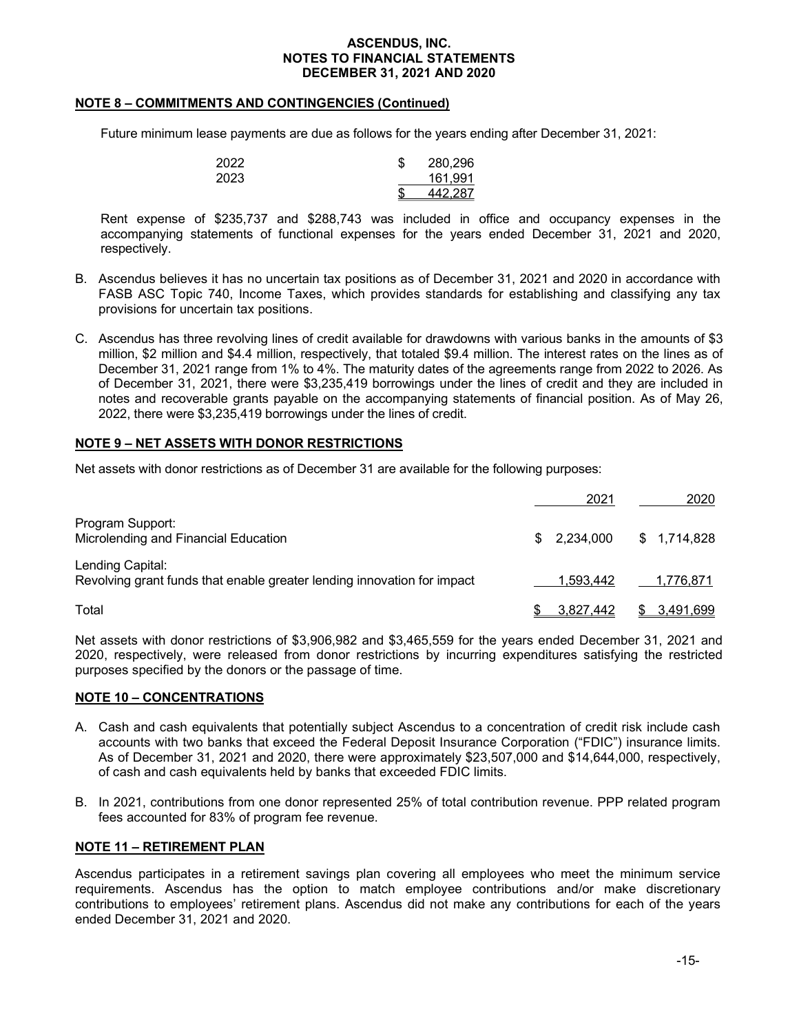## NOTE 8 – COMMITMENTS AND CONTINGENCIES (Continued)

Future minimum lease payments are due as follows for the years ending after December 31, 2021:

| | |
|---|---|
| 2022 | $ 280,296 |
| 2023 | 161,991 |
| | $ 442,287 |

Rent expense of $235,737 and $288,743 was included in office and occupancy expenses in the accompanying statements of functional expenses for the years ended December 31, 2021 and 2020, respectively.

B. Ascendus believes it has no uncertain tax positions as of December 31, 2021 and 2020 in accordance with FASB ASC Topic 740, Income Taxes, which provides standards for establishing and classifying any tax provisions for uncertain tax positions.

C. Ascendus has three revolving lines of credit available for drawdowns with various banks in the amounts of $3 million, $2 million and $4.4 million, respectively, that totaled $9.4 million. The interest rates on the lines as of December 31, 2021 range from 1% to 4%. The maturity dates of the agreements range from 2022 to 2026. As of December 31, 2021, there were $3,235,419 borrowings under the lines of credit and they are included in notes and recoverable grants payable on the accompanying statements of financial position. As of May 26, 2022, there were $3,235,419 borrowings under the lines of credit.

## NOTE 9 – NET ASSETS WITH DONOR RESTRICTIONS

Net assets with donor restrictions as of December 31 are available for the following purposes:

| | 2021 | 2020 |
|---|---|---|
| Program Support:<br>Microlending and Financial Education | $ 2,234,000 | $ 1,714,828 |
| Lending Capital:<br>Revolving grant funds that enable greater lending innovation for impact | 1,593,442 | 1,776,871 |
| Total | $ 3,827,442 | $ 3,491,699 |

Net assets with donor restrictions of $3,906,982 and $3,465,559 for the years ended December 31, 2021 and 2020, respectively, were released from donor restrictions by incurring expenditures satisfying the restricted purposes specified by the donors or the passage of time.

## NOTE 10 – CONCENTRATIONS

A. Cash and cash equivalents that potentially subject Ascendus to a concentration of credit risk include cash accounts with two banks that exceed the Federal Deposit Insurance Corporation ("FDIC") insurance limits. As of December 31, 2021 and 2020, there were approximately $23,507,000 and $14,644,000, respectively, of cash and cash equivalents held by banks that exceeded FDIC limits.

B. In 2021, contributions from one donor represented 25% of total contribution revenue. PPP related program fees accounted for 83% of program fee revenue.

## NOTE 11 – RETIREMENT PLAN

Ascendus participates in a retirement savings plan covering all employees who meet the minimum service requirements. Ascendus has the option to match employee contributions and/or make discretionary contributions to employees' retirement plans. Ascendus did not make any contributions for each of the years ended December 31, 2021 and 2020.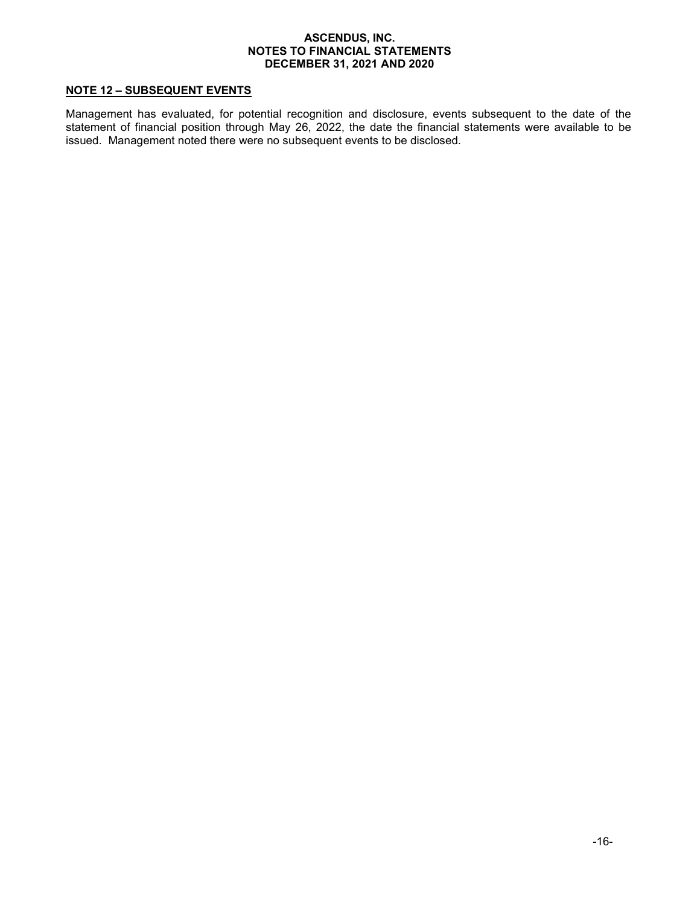## NOTE 12 – SUBSEQUENT EVENTS

Management has evaluated, for potential recognition and disclosure, events subsequent to the date of the statement of financial position through May 26, 2022, the date the financial statements were available to be issued. Management noted there were no subsequent events to be disclosed.